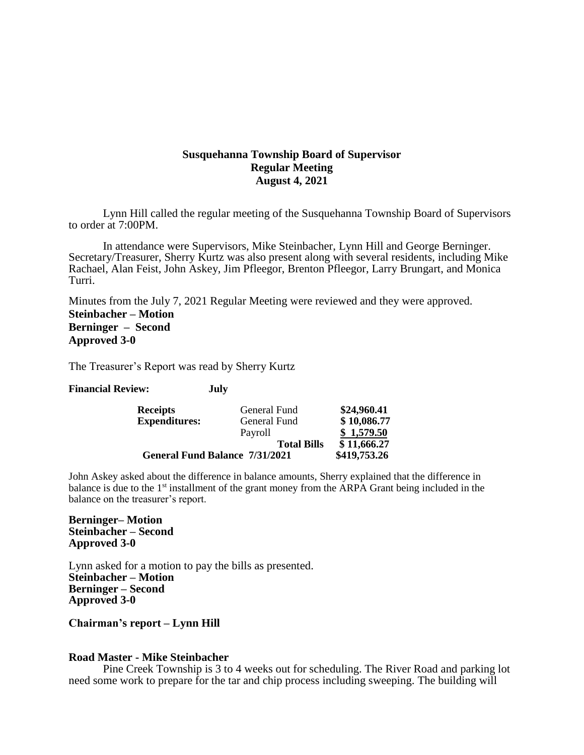# Susquehanna Township Board of Supervisor
## Regular Meeting
## August 4, 2021

Lynn Hill called the regular meeting of the Susquehanna Township Board of Supervisors to order at 7:00PM.

In attendance were Supervisors, Mike Steinbacher, Lynn Hill and George Berninger. Secretary/Treasurer, Sherry Kurtz was also present along with several residents, including Mike Rachael, Alan Feist, John Askey, Jim Pfleegor, Brenton Pfleegor, Larry Brungart, and Monica Turri.

Minutes from the July 7, 2021 Regular Meeting were reviewed and they were approved.

**Steinbacher – Motion**
**Berninger – Second**
**Approved 3-0**

The Treasurer's Report was read by Sherry Kurtz

**Financial Review: July**

| | | |
|---|---|---|
| **Receipts** | General Fund | **\$24,960.41** |
| **Expenditures:** | General Fund | **\$ 10,086.77** |
| | Payroll | **\$ 1,579.50** |
| | **Total Bills** | **\$ 11,666.27** |
| **General Fund Balance 7/31/2021** | | **\$419,753.26** |

John Askey asked about the difference in balance amounts, Sherry explained that the difference in balance is due to the 1st installment of the grant money from the ARPA Grant being included in the balance on the treasurer's report.

**Berninger– Motion**
**Steinbacher – Second**
**Approved 3-0**

Lynn asked for a motion to pay the bills as presented.

**Steinbacher – Motion**
**Berninger – Second**
**Approved 3-0**

**Chairman's report – Lynn Hill**

**Road Master - Mike Steinbacher**

Pine Creek Township is 3 to 4 weeks out for scheduling. The River Road and parking lot need some work to prepare for the tar and chip process including sweeping. The building will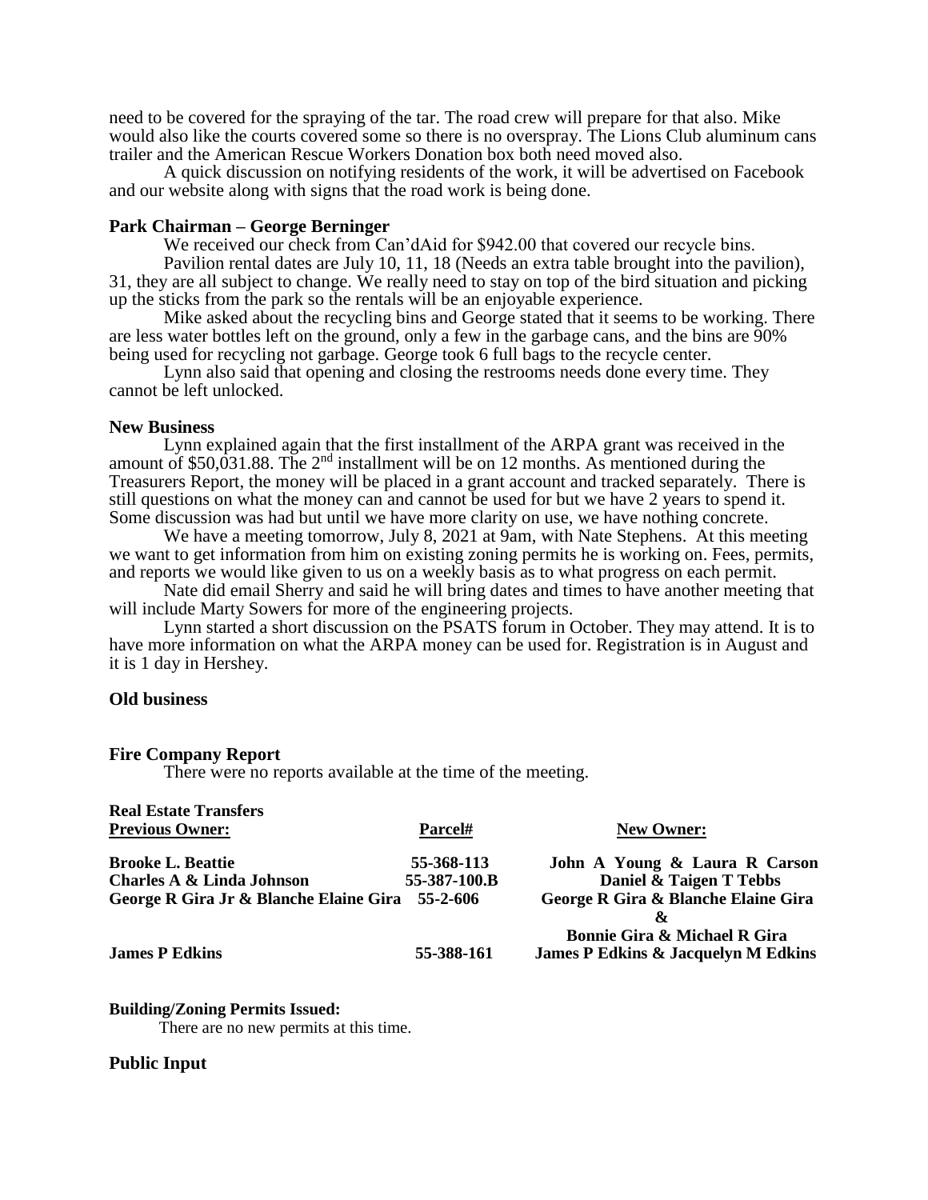need to be covered for the spraying of the tar. The road crew will prepare for that also. Mike would also like the courts covered some so there is no overspray. The Lions Club aluminum cans trailer and the American Rescue Workers Donation box both need moved also.

A quick discussion on notifying residents of the work, it will be advertised on Facebook and our website along with signs that the road work is being done.

**Park Chairman – George Berninger**

We received our check from Can'dAid for \$942.00 that covered our recycle bins.

Pavilion rental dates are July 10, 11, 18 (Needs an extra table brought into the pavilion), 31, they are all subject to change. We really need to stay on top of the bird situation and picking up the sticks from the park so the rentals will be an enjoyable experience.

Mike asked about the recycling bins and George stated that it seems to be working. There are less water bottles left on the ground, only a few in the garbage cans, and the bins are 90% being used for recycling not garbage. George took 6 full bags to the recycle center.

Lynn also said that opening and closing the restrooms needs done every time. They cannot be left unlocked.

**New Business**

Lynn explained again that the first installment of the ARPA grant was received in the amount of \$50,031.88. The 2nd installment will be on 12 months. As mentioned during the Treasurers Report, the money will be placed in a grant account and tracked separately. There is still questions on what the money can and cannot be used for but we have 2 years to spend it. Some discussion was had but until we have more clarity on use, we have nothing concrete.

We have a meeting tomorrow, July 8, 2021 at 9am, with Nate Stephens. At this meeting we want to get information from him on existing zoning permits he is working on. Fees, permits, and reports we would like given to us on a weekly basis as to what progress on each permit.

Nate did email Sherry and said he will bring dates and times to have another meeting that will include Marty Sowers for more of the engineering projects.

Lynn started a short discussion on the PSATS forum in October. They may attend. It is to have more information on what the ARPA money can be used for. Registration is in August and it is 1 day in Hershey.

**Old business**

**Fire Company Report**

There were no reports available at the time of the meeting.

**Real Estate Transfers**

| Previous Owner: | Parcel# | New Owner: |
|---|---|---|
| **Brooke L. Beattie** | **55-368-113** | **John A Young & Laura R Carson** |
| **Charles A & Linda Johnson** | **55-387-100.B** | **Daniel & Taigen T Tebbs** |
| **George R Gira Jr & Blanche Elaine Gira** | **55-2-606** | **George R Gira & Blanche Elaine Gira & Bonnie Gira & Michael R Gira** |
| **James P Edkins** | **55-388-161** | **James P Edkins & Jacquelyn M Edkins** |

**Building/Zoning Permits Issued:**

There are no new permits at this time.

**Public Input**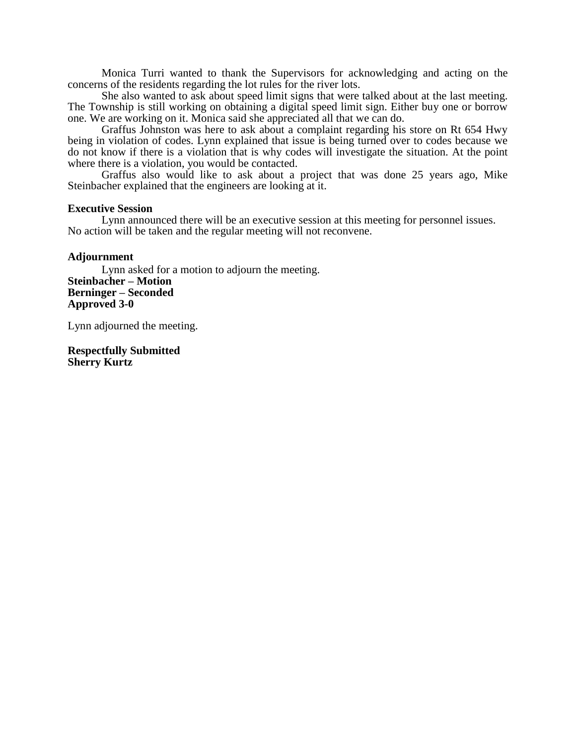Monica Turri wanted to thank the Supervisors for acknowledging and acting on the concerns of the residents regarding the lot rules for the river lots.

She also wanted to ask about speed limit signs that were talked about at the last meeting. The Township is still working on obtaining a digital speed limit sign. Either buy one or borrow one. We are working on it. Monica said she appreciated all that we can do.

Graffus Johnston was here to ask about a complaint regarding his store on Rt 654 Hwy being in violation of codes. Lynn explained that issue is being turned over to codes because we do not know if there is a violation that is why codes will investigate the situation. At the point where there is a violation, you would be contacted.

Graffus also would like to ask about a project that was done 25 years ago, Mike Steinbacher explained that the engineers are looking at it.

**Executive Session**

Lynn announced there will be an executive session at this meeting for personnel issues. No action will be taken and the regular meeting will not reconvene.

**Adjournment**

Lynn asked for a motion to adjourn the meeting.

**Steinbacher – Motion**
**Berninger – Seconded**
**Approved 3-0**

Lynn adjourned the meeting.

**Respectfully Submitted**
**Sherry Kurtz**